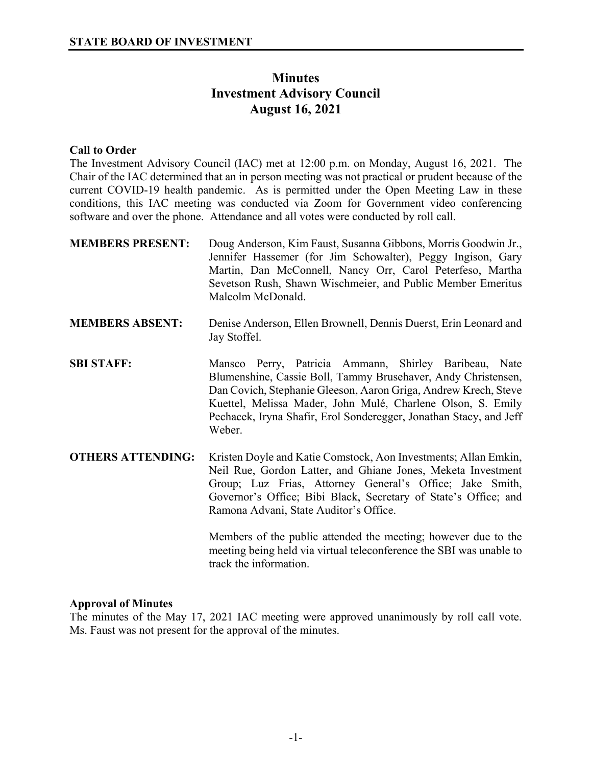**STATE BOARD OF INVESTMENT**

# Minutes
# Investment Advisory Council
# August 16, 2021

**Call to Order**

The Investment Advisory Council (IAC) met at 12:00 p.m. on Monday, August 16, 2021. The Chair of the IAC determined that an in person meeting was not practical or prudent because of the current COVID-19 health pandemic. As is permitted under the Open Meeting Law in these conditions, this IAC meeting was conducted via Zoom for Government video conferencing software and over the phone. Attendance and all votes were conducted by roll call.

**MEMBERS PRESENT:** Doug Anderson, Kim Faust, Susanna Gibbons, Morris Goodwin Jr., Jennifer Hassemer (for Jim Schowalter), Peggy Ingison, Gary Martin, Dan McConnell, Nancy Orr, Carol Peterfeso, Martha Sevetson Rush, Shawn Wischmeier, and Public Member Emeritus Malcolm McDonald.

**MEMBERS ABSENT:** Denise Anderson, Ellen Brownell, Dennis Duerst, Erin Leonard and Jay Stoffel.

**SBI STAFF:** Mansco Perry, Patricia Ammann, Shirley Baribeau, Nate Blumenshine, Cassie Boll, Tammy Brusehaver, Andy Christensen, Dan Covich, Stephanie Gleeson, Aaron Griga, Andrew Krech, Steve Kuettel, Melissa Mader, John Mulé, Charlene Olson, S. Emily Pechacek, Iryna Shafir, Erol Sonderegger, Jonathan Stacy, and Jeff Weber.

**OTHERS ATTENDING:** Kristen Doyle and Katie Comstock, Aon Investments; Allan Emkin, Neil Rue, Gordon Latter, and Ghiane Jones, Meketa Investment Group; Luz Frias, Attorney General's Office; Jake Smith, Governor's Office; Bibi Black, Secretary of State's Office; and Ramona Advani, State Auditor's Office.

Members of the public attended the meeting; however due to the meeting being held via virtual teleconference the SBI was unable to track the information.

**Approval of Minutes**

The minutes of the May 17, 2021 IAC meeting were approved unanimously by roll call vote. Ms. Faust was not present for the approval of the minutes.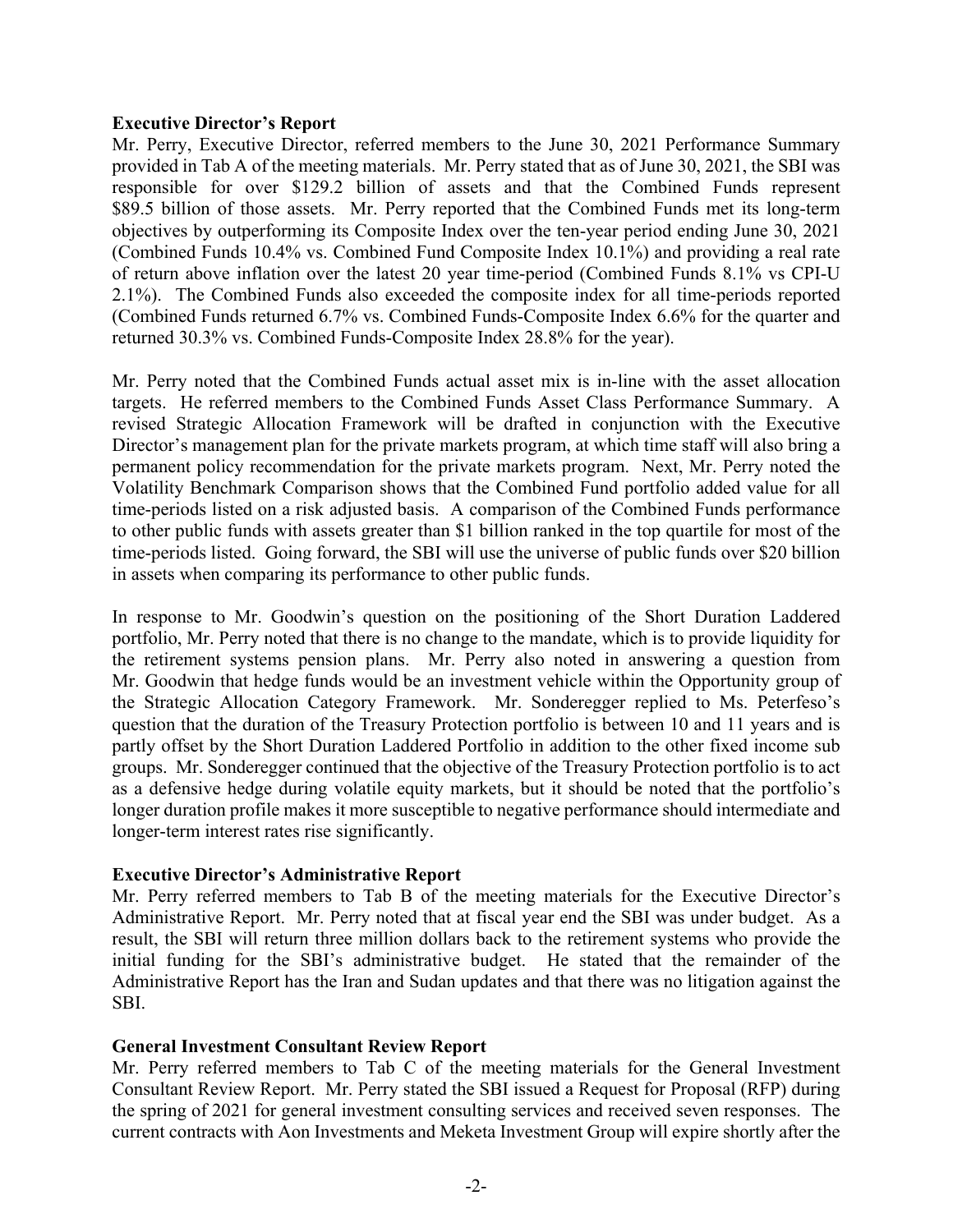**Executive Director's Report**

Mr. Perry, Executive Director, referred members to the June 30, 2021 Performance Summary provided in Tab A of the meeting materials. Mr. Perry stated that as of June 30, 2021, the SBI was responsible for over $129.2 billion of assets and that the Combined Funds represent $89.5 billion of those assets. Mr. Perry reported that the Combined Funds met its long-term objectives by outperforming its Composite Index over the ten-year period ending June 30, 2021 (Combined Funds 10.4% vs. Combined Fund Composite Index 10.1%) and providing a real rate of return above inflation over the latest 20 year time-period (Combined Funds 8.1% vs CPI-U 2.1%). The Combined Funds also exceeded the composite index for all time-periods reported (Combined Funds returned 6.7% vs. Combined Funds-Composite Index 6.6% for the quarter and returned 30.3% vs. Combined Funds-Composite Index 28.8% for the year).

Mr. Perry noted that the Combined Funds actual asset mix is in-line with the asset allocation targets. He referred members to the Combined Funds Asset Class Performance Summary. A revised Strategic Allocation Framework will be drafted in conjunction with the Executive Director's management plan for the private markets program, at which time staff will also bring a permanent policy recommendation for the private markets program. Next, Mr. Perry noted the Volatility Benchmark Comparison shows that the Combined Fund portfolio added value for all time-periods listed on a risk adjusted basis. A comparison of the Combined Funds performance to other public funds with assets greater than $1 billion ranked in the top quartile for most of the time-periods listed. Going forward, the SBI will use the universe of public funds over $20 billion in assets when comparing its performance to other public funds.

In response to Mr. Goodwin's question on the positioning of the Short Duration Laddered portfolio, Mr. Perry noted that there is no change to the mandate, which is to provide liquidity for the retirement systems pension plans. Mr. Perry also noted in answering a question from Mr. Goodwin that hedge funds would be an investment vehicle within the Opportunity group of the Strategic Allocation Category Framework. Mr. Sonderegger replied to Ms. Peterfeso's question that the duration of the Treasury Protection portfolio is between 10 and 11 years and is partly offset by the Short Duration Laddered Portfolio in addition to the other fixed income sub groups. Mr. Sonderegger continued that the objective of the Treasury Protection portfolio is to act as a defensive hedge during volatile equity markets, but it should be noted that the portfolio's longer duration profile makes it more susceptible to negative performance should intermediate and longer-term interest rates rise significantly.

**Executive Director's Administrative Report**

Mr. Perry referred members to Tab B of the meeting materials for the Executive Director's Administrative Report. Mr. Perry noted that at fiscal year end the SBI was under budget. As a result, the SBI will return three million dollars back to the retirement systems who provide the initial funding for the SBI's administrative budget. He stated that the remainder of the Administrative Report has the Iran and Sudan updates and that there was no litigation against the SBI.

**General Investment Consultant Review Report**

Mr. Perry referred members to Tab C of the meeting materials for the General Investment Consultant Review Report. Mr. Perry stated the SBI issued a Request for Proposal (RFP) during the spring of 2021 for general investment consulting services and received seven responses. The current contracts with Aon Investments and Meketa Investment Group will expire shortly after the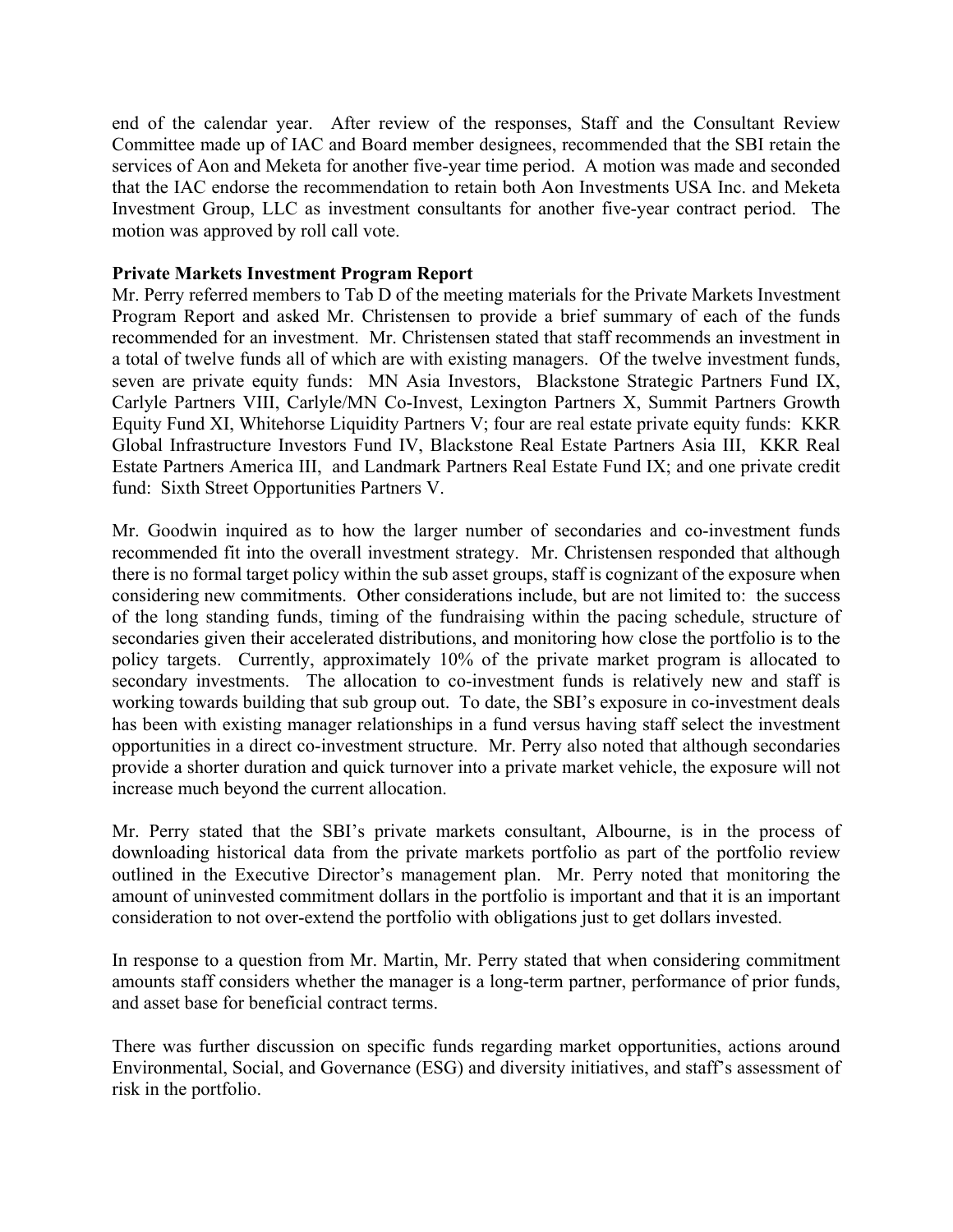end of the calendar year. After review of the responses, Staff and the Consultant Review Committee made up of IAC and Board member designees, recommended that the SBI retain the services of Aon and Meketa for another five-year time period. A motion was made and seconded that the IAC endorse the recommendation to retain both Aon Investments USA Inc. and Meketa Investment Group, LLC as investment consultants for another five-year contract period. The motion was approved by roll call vote.

**Private Markets Investment Program Report**

Mr. Perry referred members to Tab D of the meeting materials for the Private Markets Investment Program Report and asked Mr. Christensen to provide a brief summary of each of the funds recommended for an investment. Mr. Christensen stated that staff recommends an investment in a total of twelve funds all of which are with existing managers. Of the twelve investment funds, seven are private equity funds: MN Asia Investors, Blackstone Strategic Partners Fund IX, Carlyle Partners VIII, Carlyle/MN Co-Invest, Lexington Partners X, Summit Partners Growth Equity Fund XI, Whitehorse Liquidity Partners V; four are real estate private equity funds: KKR Global Infrastructure Investors Fund IV, Blackstone Real Estate Partners Asia III, KKR Real Estate Partners America III, and Landmark Partners Real Estate Fund IX; and one private credit fund: Sixth Street Opportunities Partners V.

Mr. Goodwin inquired as to how the larger number of secondaries and co-investment funds recommended fit into the overall investment strategy. Mr. Christensen responded that although there is no formal target policy within the sub asset groups, staff is cognizant of the exposure when considering new commitments. Other considerations include, but are not limited to: the success of the long standing funds, timing of the fundraising within the pacing schedule, structure of secondaries given their accelerated distributions, and monitoring how close the portfolio is to the policy targets. Currently, approximately 10% of the private market program is allocated to secondary investments. The allocation to co-investment funds is relatively new and staff is working towards building that sub group out. To date, the SBI's exposure in co-investment deals has been with existing manager relationships in a fund versus having staff select the investment opportunities in a direct co-investment structure. Mr. Perry also noted that although secondaries provide a shorter duration and quick turnover into a private market vehicle, the exposure will not increase much beyond the current allocation.

Mr. Perry stated that the SBI's private markets consultant, Albourne, is in the process of downloading historical data from the private markets portfolio as part of the portfolio review outlined in the Executive Director's management plan. Mr. Perry noted that monitoring the amount of uninvested commitment dollars in the portfolio is important and that it is an important consideration to not over-extend the portfolio with obligations just to get dollars invested.

In response to a question from Mr. Martin, Mr. Perry stated that when considering commitment amounts staff considers whether the manager is a long-term partner, performance of prior funds, and asset base for beneficial contract terms.

There was further discussion on specific funds regarding market opportunities, actions around Environmental, Social, and Governance (ESG) and diversity initiatives, and staff's assessment of risk in the portfolio.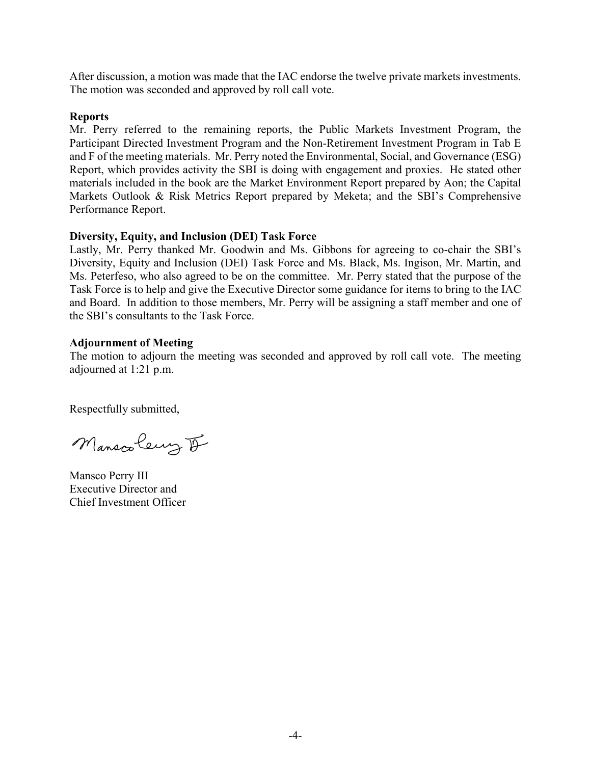After discussion, a motion was made that the IAC endorse the twelve private markets investments. The motion was seconded and approved by roll call vote.

**Reports**

Mr. Perry referred to the remaining reports, the Public Markets Investment Program, the Participant Directed Investment Program and the Non-Retirement Investment Program in Tab E and F of the meeting materials. Mr. Perry noted the Environmental, Social, and Governance (ESG) Report, which provides activity the SBI is doing with engagement and proxies. He stated other materials included in the book are the Market Environment Report prepared by Aon; the Capital Markets Outlook & Risk Metrics Report prepared by Meketa; and the SBI's Comprehensive Performance Report.

**Diversity, Equity, and Inclusion (DEI) Task Force**

Lastly, Mr. Perry thanked Mr. Goodwin and Ms. Gibbons for agreeing to co-chair the SBI's Diversity, Equity and Inclusion (DEI) Task Force and Ms. Black, Ms. Ingison, Mr. Martin, and Ms. Peterfeso, who also agreed to be on the committee. Mr. Perry stated that the purpose of the Task Force is to help and give the Executive Director some guidance for items to bring to the IAC and Board. In addition to those members, Mr. Perry will be assigning a staff member and one of the SBI's consultants to the Task Force.

**Adjournment of Meeting**

The motion to adjourn the meeting was seconded and approved by roll call vote. The meeting adjourned at 1:21 p.m.

Respectfully submitted,

Mansco Perry III
Executive Director and
Chief Investment Officer